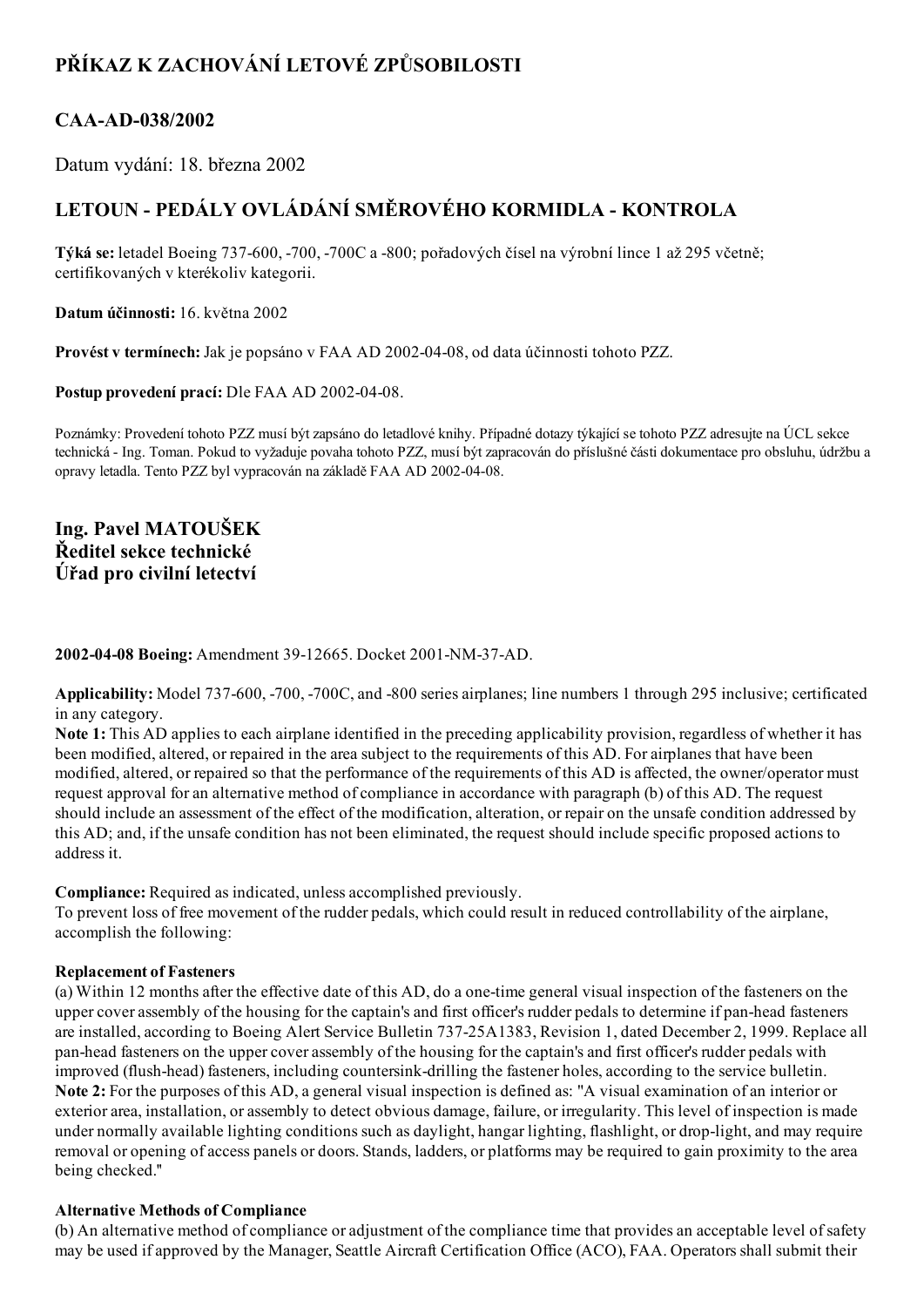# PŘÍKAZ K ZACHOVÁNÍ LETOVÉ ZPŮSOBILOSTI

## CAA-AD-038/2002

Datum vydání: 18. března 2002

## LETOUN - PEDÁLY OVLÁDÁNÍ SMĚROVÉHO KORMIDLA - KONTROLA

**Týká se:** letadel Boeing 737-600, -700, -700C a -800; pořadových čísel na výrobní lince 1 až 295 včetně; certifikovaných v kterékoliv kategorii.

**Datum účinnosti:** 16. května 2002

**Provést v termínech:** Jak je popsáno v FAA AD 2002-04-08, od data účinnosti tohoto PZZ.

**Postup provedení prací:** Dle FAA AD 2002-04-08.

Poznámky: Provedení tohoto PZZ musí být zapsáno do letadlové knihy. Případné dotazy týkající se tohoto PZZ adresujte na ÚCL sekce technická - Ing. Toman. Pokud to vyžaduje povaha tohoto PZZ, musí být zapracován do příslušné části dokumentace pro obsluhu, údržbu a opravy letadla. Tento PZZ byl vypracován na základě FAA AD 2002-04-08.

**Ing. Pavel MATOUŠEK**
**Ředitel sekce technické**
**Úřad pro civilní letectví**

**2002-04-08 Boeing:** Amendment 39-12665. Docket 2001-NM-37-AD.

**Applicability:** Model 737-600, -700, -700C, and -800 series airplanes; line numbers 1 through 295 inclusive; certificated in any category.

**Note 1:** This AD applies to each airplane identified in the preceding applicability provision, regardless of whether it has been modified, altered, or repaired in the area subject to the requirements of this AD. For airplanes that have been modified, altered, or repaired so that the performance of the requirements of this AD is affected, the owner/operator must request approval for an alternative method of compliance in accordance with paragraph (b) of this AD. The request should include an assessment of the effect of the modification, alteration, or repair on the unsafe condition addressed by this AD; and, if the unsafe condition has not been eliminated, the request should include specific proposed actions to address it.

**Compliance:** Required as indicated, unless accomplished previously.

To prevent loss of free movement of the rudder pedals, which could result in reduced controllability of the airplane, accomplish the following:

**Replacement of Fasteners**

(a) Within 12 months after the effective date of this AD, do a one-time general visual inspection of the fasteners on the upper cover assembly of the housing for the captain's and first officer's rudder pedals to determine if pan-head fasteners are installed, according to Boeing Alert Service Bulletin 737-25A1383, Revision 1, dated December 2, 1999. Replace all pan-head fasteners on the upper cover assembly of the housing for the captain's and first officer's rudder pedals with improved (flush-head) fasteners, including countersink-drilling the fastener holes, according to the service bulletin.

**Note 2:** For the purposes of this AD, a general visual inspection is defined as: "A visual examination of an interior or exterior area, installation, or assembly to detect obvious damage, failure, or irregularity. This level of inspection is made under normally available lighting conditions such as daylight, hangar lighting, flashlight, or drop-light, and may require removal or opening of access panels or doors. Stands, ladders, or platforms may be required to gain proximity to the area being checked."

**Alternative Methods of Compliance**

(b) An alternative method of compliance or adjustment of the compliance time that provides an acceptable level of safety may be used if approved by the Manager, Seattle Aircraft Certification Office (ACO), FAA. Operators shall submit their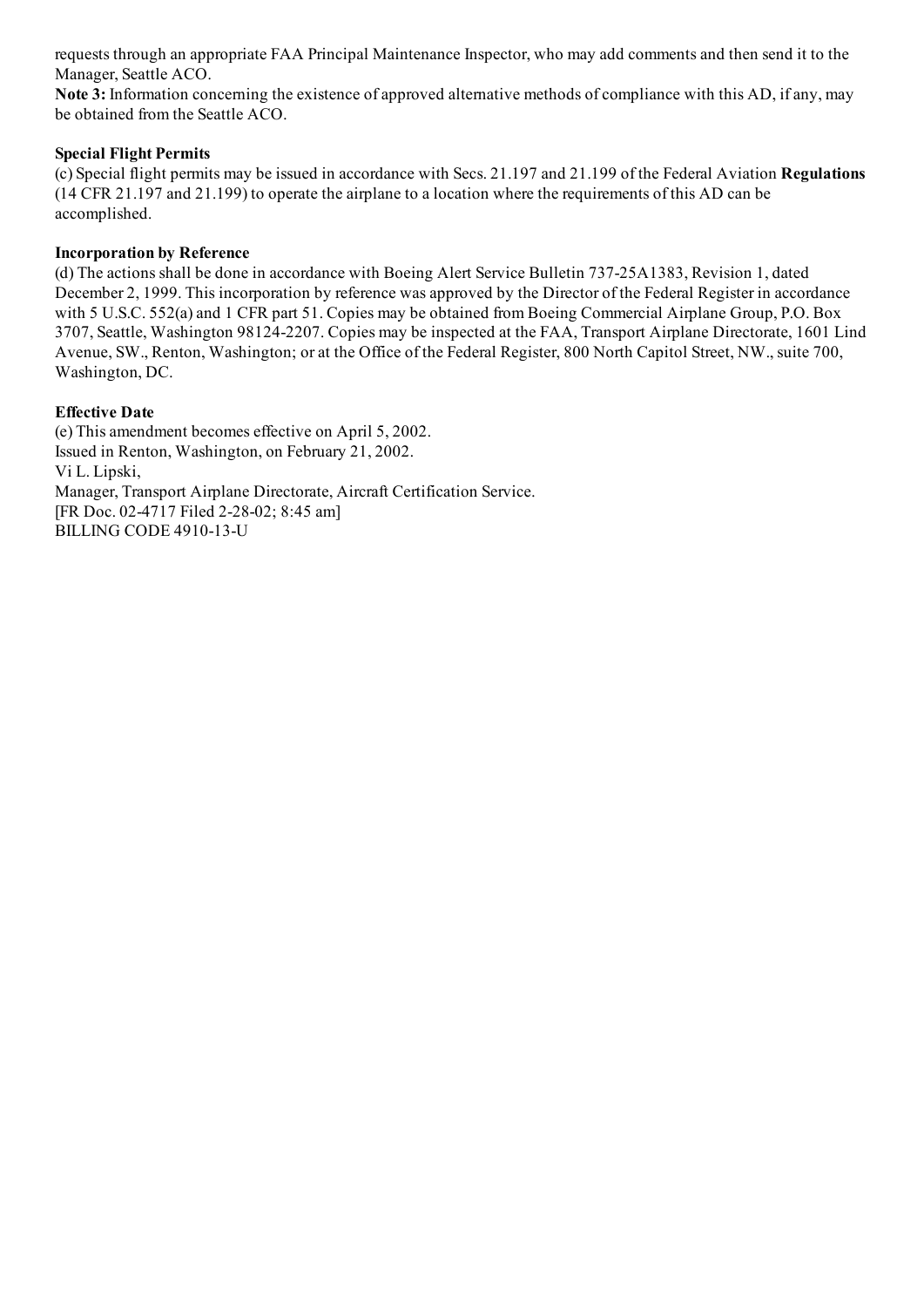requests through an appropriate FAA Principal Maintenance Inspector, who may add comments and then send it to the Manager, Seattle ACO.

**Note 3:** Information concerning the existence of approved alternative methods of compliance with this AD, if any, may be obtained from the Seattle ACO.

**Special Flight Permits**

(c) Special flight permits may be issued in accordance with Secs. 21.197 and 21.199 of the Federal Aviation **Regulations** (14 CFR 21.197 and 21.199) to operate the airplane to a location where the requirements of this AD can be accomplished.

**Incorporation by Reference**

(d) The actions shall be done in accordance with Boeing Alert Service Bulletin 737-25A1383, Revision 1, dated December 2, 1999. This incorporation by reference was approved by the Director of the Federal Register in accordance with 5 U.S.C. 552(a) and 1 CFR part 51. Copies may be obtained from Boeing Commercial Airplane Group, P.O. Box 3707, Seattle, Washington 98124-2207. Copies may be inspected at the FAA, Transport Airplane Directorate, 1601 Lind Avenue, SW., Renton, Washington; or at the Office of the Federal Register, 800 North Capitol Street, NW., suite 700, Washington, DC.

**Effective Date**

(e) This amendment becomes effective on April 5, 2002.
Issued in Renton, Washington, on February 21, 2002.
Vi L. Lipski,
Manager, Transport Airplane Directorate, Aircraft Certification Service.
[FR Doc. 02-4717 Filed 2-28-02; 8:45 am]
BILLING CODE 4910-13-U